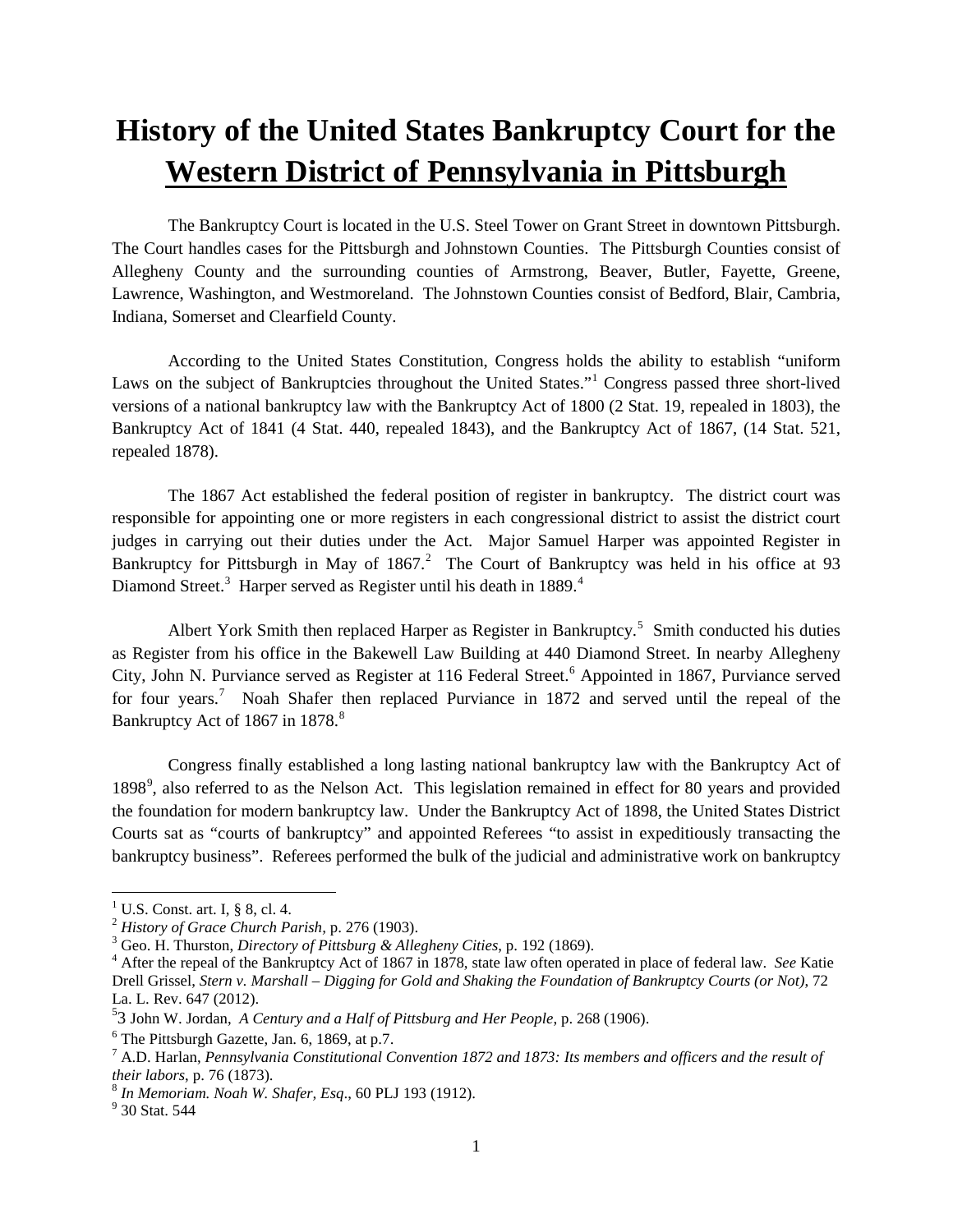# History of the United States Bankruptcy Court for the Western District of Pennsylvania in Pittsburgh

The Bankruptcy Court is located in the U.S. Steel Tower on Grant Street in downtown Pittsburgh. The Court handles cases for the Pittsburgh and Johnstown Counties. The Pittsburgh Counties consist of Allegheny County and the surrounding counties of Armstrong, Beaver, Butler, Fayette, Greene, Lawrence, Washington, and Westmoreland. The Johnstown Counties consist of Bedford, Blair, Cambria, Indiana, Somerset and Clearfield County.

According to the United States Constitution, Congress holds the ability to establish "uniform Laws on the subject of Bankruptcies throughout the United States."[1] Congress passed three short-lived versions of a national bankruptcy law with the Bankruptcy Act of 1800 (2 Stat. 19, repealed in 1803), the Bankruptcy Act of 1841 (4 Stat. 440, repealed 1843), and the Bankruptcy Act of 1867, (14 Stat. 521, repealed 1878).

The 1867 Act established the federal position of register in bankruptcy. The district court was responsible for appointing one or more registers in each congressional district to assist the district court judges in carrying out their duties under the Act. Major Samuel Harper was appointed Register in Bankruptcy for Pittsburgh in May of 1867.[2] The Court of Bankruptcy was held in his office at 93 Diamond Street.[3] Harper served as Register until his death in 1889.[4]

Albert York Smith then replaced Harper as Register in Bankruptcy.[5] Smith conducted his duties as Register from his office in the Bakewell Law Building at 440 Diamond Street. In nearby Allegheny City, John N. Purviance served as Register at 116 Federal Street.[6] Appointed in 1867, Purviance served for four years.[7] Noah Shafer then replaced Purviance in 1872 and served until the repeal of the Bankruptcy Act of 1867 in 1878.[8]

Congress finally established a long lasting national bankruptcy law with the Bankruptcy Act of 1898[9], also referred to as the Nelson Act. This legislation remained in effect for 80 years and provided the foundation for modern bankruptcy law. Under the Bankruptcy Act of 1898, the United States District Courts sat as "courts of bankruptcy" and appointed Referees "to assist in expeditiously transacting the bankruptcy business". Referees performed the bulk of the judicial and administrative work on bankruptcy

---

[1] U.S. Const. art. I, § 8, cl. 4.

[2] *History of Grace Church Parish*, p. 276 (1903).

[3] Geo. H. Thurston, *Directory of Pittsburg & Allegheny Cities*, p. 192 (1869).

[4] After the repeal of the Bankruptcy Act of 1867 in 1878, state law often operated in place of federal law. *See* Katie Drell Grissel, *Stern v. Marshall – Digging for Gold and Shaking the Foundation of Bankruptcy Courts (or Not)*, 72 La. L. Rev. 647 (2012).

[5] 3 John W. Jordan, *A Century and a Half of Pittsburg and Her People*, p. 268 (1906).

[6] The Pittsburgh Gazette, Jan. 6, 1869, at p.7.

[7] A.D. Harlan, *Pennsylvania Constitutional Convention 1872 and 1873: Its members and officers and the result of their labors*, p. 76 (1873).

[8] *In Memoriam. Noah W. Shafer, Esq*., 60 PLJ 193 (1912).

[9] 30 Stat. 544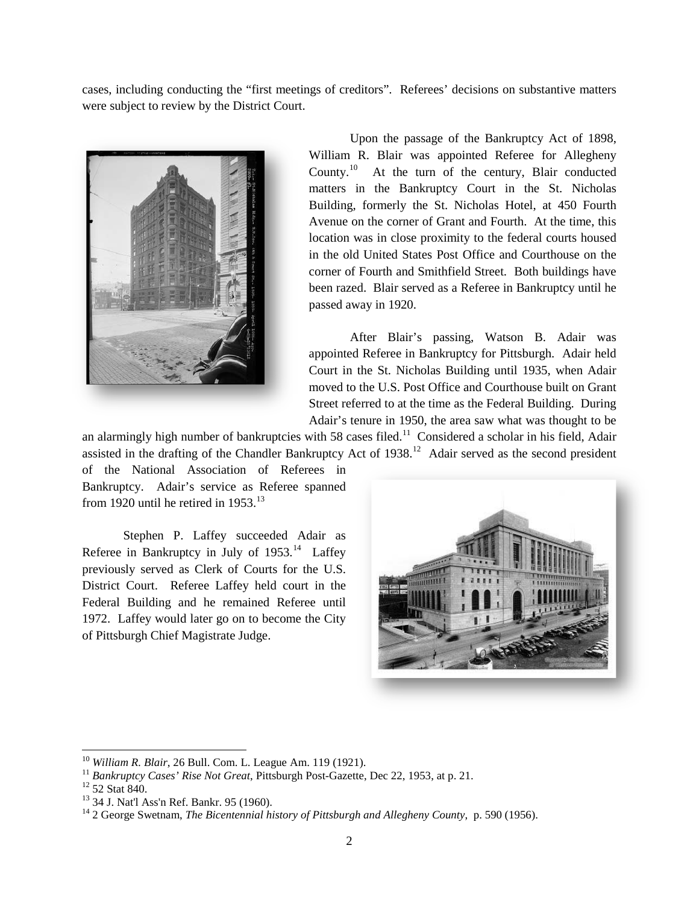cases, including conducting the "first meetings of creditors". Referees' decisions on substantive matters were subject to review by the District Court.

Upon the passage of the Bankruptcy Act of 1898, William R. Blair was appointed Referee for Allegheny County.[10] At the turn of the century, Blair conducted matters in the Bankruptcy Court in the St. Nicholas Building, formerly the St. Nicholas Hotel, at 450 Fourth Avenue on the corner of Grant and Fourth. At the time, this location was in close proximity to the federal courts housed in the old United States Post Office and Courthouse on the corner of Fourth and Smithfield Street. Both buildings have been razed. Blair served as a Referee in Bankruptcy until he passed away in 1920.

After Blair's passing, Watson B. Adair was appointed Referee in Bankruptcy for Pittsburgh. Adair held Court in the St. Nicholas Building until 1935, when Adair moved to the U.S. Post Office and Courthouse built on Grant Street referred to at the time as the Federal Building. During Adair's tenure in 1950, the area saw what was thought to be an alarmingly high number of bankruptcies with 58 cases filed.[11] Considered a scholar in his field, Adair assisted in the drafting of the Chandler Bankruptcy Act of 1938.[12] Adair served as the second president of the National Association of Referees in Bankruptcy. Adair's service as Referee spanned from 1920 until he retired in 1953.[13]

Stephen P. Laffey succeeded Adair as Referee in Bankruptcy in July of 1953.[14] Laffey previously served as Clerk of Courts for the U.S. District Court. Referee Laffey held court in the Federal Building and he remained Referee until 1972. Laffey would later go on to become the City of Pittsburgh Chief Magistrate Judge.

---

[10] *William R. Blair*, 26 Bull. Com. L. League Am. 119 (1921).

[11] *Bankruptcy Cases' Rise Not Great*, Pittsburgh Post-Gazette, Dec 22, 1953, at p. 21.

[12] 52 Stat 840.

[13] 34 J. Nat'l Ass'n Ref. Bankr. 95 (1960).

[14] 2 George Swetnam, *The Bicentennial history of Pittsburgh and Allegheny County*, p. 590 (1956).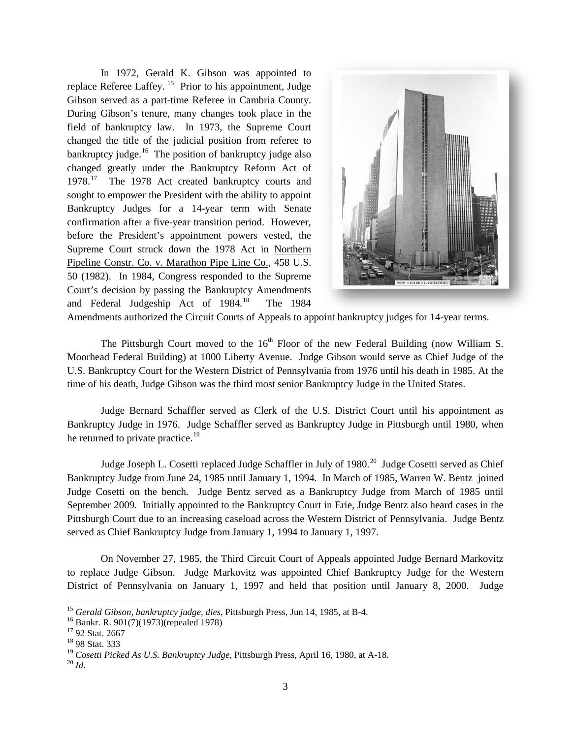In 1972, Gerald K. Gibson was appointed to replace Referee Laffey.[15] Prior to his appointment, Judge Gibson served as a part-time Referee in Cambria County. During Gibson's tenure, many changes took place in the field of bankruptcy law. In 1973, the Supreme Court changed the title of the judicial position from referee to bankruptcy judge.[16] The position of bankruptcy judge also changed greatly under the Bankruptcy Reform Act of 1978.[17] The 1978 Act created bankruptcy courts and sought to empower the President with the ability to appoint Bankruptcy Judges for a 14-year term with Senate confirmation after a five-year transition period. However, before the President's appointment powers vested, the Supreme Court struck down the 1978 Act in Northern Pipeline Constr. Co. v. Marathon Pipe Line Co., 458 U.S. 50 (1982). In 1984, Congress responded to the Supreme Court's decision by passing the Bankruptcy Amendments and Federal Judgeship Act of 1984.[18] The 1984 Amendments authorized the Circuit Courts of Appeals to appoint bankruptcy judges for 14-year terms.

The Pittsburgh Court moved to the 16th Floor of the new Federal Building (now William S. Moorhead Federal Building) at 1000 Liberty Avenue. Judge Gibson would serve as Chief Judge of the U.S. Bankruptcy Court for the Western District of Pennsylvania from 1976 until his death in 1985. At the time of his death, Judge Gibson was the third most senior Bankruptcy Judge in the United States.

Judge Bernard Schaffler served as Clerk of the U.S. District Court until his appointment as Bankruptcy Judge in 1976. Judge Schaffler served as Bankruptcy Judge in Pittsburgh until 1980, when he returned to private practice.[19]

Judge Joseph L. Cosetti replaced Judge Schaffler in July of 1980.[20] Judge Cosetti served as Chief Bankruptcy Judge from June 24, 1985 until January 1, 1994. In March of 1985, Warren W. Bentz joined Judge Cosetti on the bench. Judge Bentz served as a Bankruptcy Judge from March of 1985 until September 2009. Initially appointed to the Bankruptcy Court in Erie, Judge Bentz also heard cases in the Pittsburgh Court due to an increasing caseload across the Western District of Pennsylvania. Judge Bentz served as Chief Bankruptcy Judge from January 1, 1994 to January 1, 1997.

On November 27, 1985, the Third Circuit Court of Appeals appointed Judge Bernard Markovitz to replace Judge Gibson. Judge Markovitz was appointed Chief Bankruptcy Judge for the Western District of Pennsylvania on January 1, 1997 and held that position until January 8, 2000. Judge

---

[15] *Gerald Gibson, bankruptcy judge, dies*, Pittsburgh Press, Jun 14, 1985, at B-4.

[16] Bankr. R. 901(7)(1973)(repealed 1978)

[17] 92 Stat. 2667

[18] 98 Stat. 333

[19] *Cosetti Picked As U.S. Bankruptcy Judge*, Pittsburgh Press, April 16, 1980, at A-18.

[20] *Id*.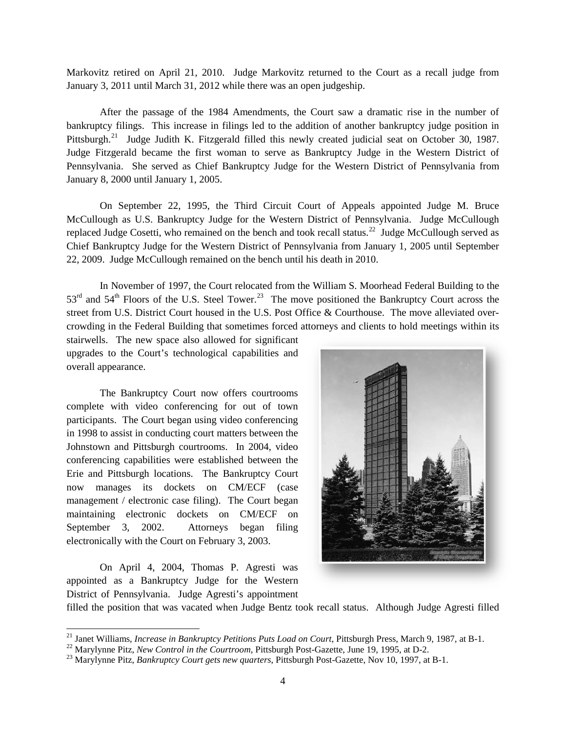Markovitz retired on April 21, 2010. Judge Markovitz returned to the Court as a recall judge from January 3, 2011 until March 31, 2012 while there was an open judgeship.

After the passage of the 1984 Amendments, the Court saw a dramatic rise in the number of bankruptcy filings. This increase in filings led to the addition of another bankruptcy judge position in Pittsburgh.[21] Judge Judith K. Fitzgerald filled this newly created judicial seat on October 30, 1987. Judge Fitzgerald became the first woman to serve as Bankruptcy Judge in the Western District of Pennsylvania. She served as Chief Bankruptcy Judge for the Western District of Pennsylvania from January 8, 2000 until January 1, 2005.

On September 22, 1995, the Third Circuit Court of Appeals appointed Judge M. Bruce McCullough as U.S. Bankruptcy Judge for the Western District of Pennsylvania. Judge McCullough replaced Judge Cosetti, who remained on the bench and took recall status.[22] Judge McCullough served as Chief Bankruptcy Judge for the Western District of Pennsylvania from January 1, 2005 until September 22, 2009. Judge McCullough remained on the bench until his death in 2010.

In November of 1997, the Court relocated from the William S. Moorhead Federal Building to the 53rd and 54th Floors of the U.S. Steel Tower.[23] The move positioned the Bankruptcy Court across the street from U.S. District Court housed in the U.S. Post Office & Courthouse. The move alleviated over-crowding in the Federal Building that sometimes forced attorneys and clients to hold meetings within its stairwells. The new space also allowed for significant upgrades to the Court's technological capabilities and overall appearance.

The Bankruptcy Court now offers courtrooms complete with video conferencing for out of town participants. The Court began using video conferencing in 1998 to assist in conducting court matters between the Johnstown and Pittsburgh courtrooms. In 2004, video conferencing capabilities were established between the Erie and Pittsburgh locations. The Bankruptcy Court now manages its dockets on CM/ECF (case management / electronic case filing). The Court began maintaining electronic dockets on CM/ECF on September 3, 2002. Attorneys began filing electronically with the Court on February 3, 2003.

On April 4, 2004, Thomas P. Agresti was appointed as a Bankruptcy Judge for the Western District of Pennsylvania. Judge Agresti's appointment filled the position that was vacated when Judge Bentz took recall status. Although Judge Agresti filled

---

[21] Janet Williams, *Increase in Bankruptcy Petitions Puts Load on Court*, Pittsburgh Press, March 9, 1987, at B-1.

[22] Marylynne Pitz, *New Control in the Courtroom*, Pittsburgh Post-Gazette, June 19, 1995, at D-2.

[23] Marylynne Pitz, *Bankruptcy Court gets new quarters*, Pittsburgh Post-Gazette, Nov 10, 1997, at B-1.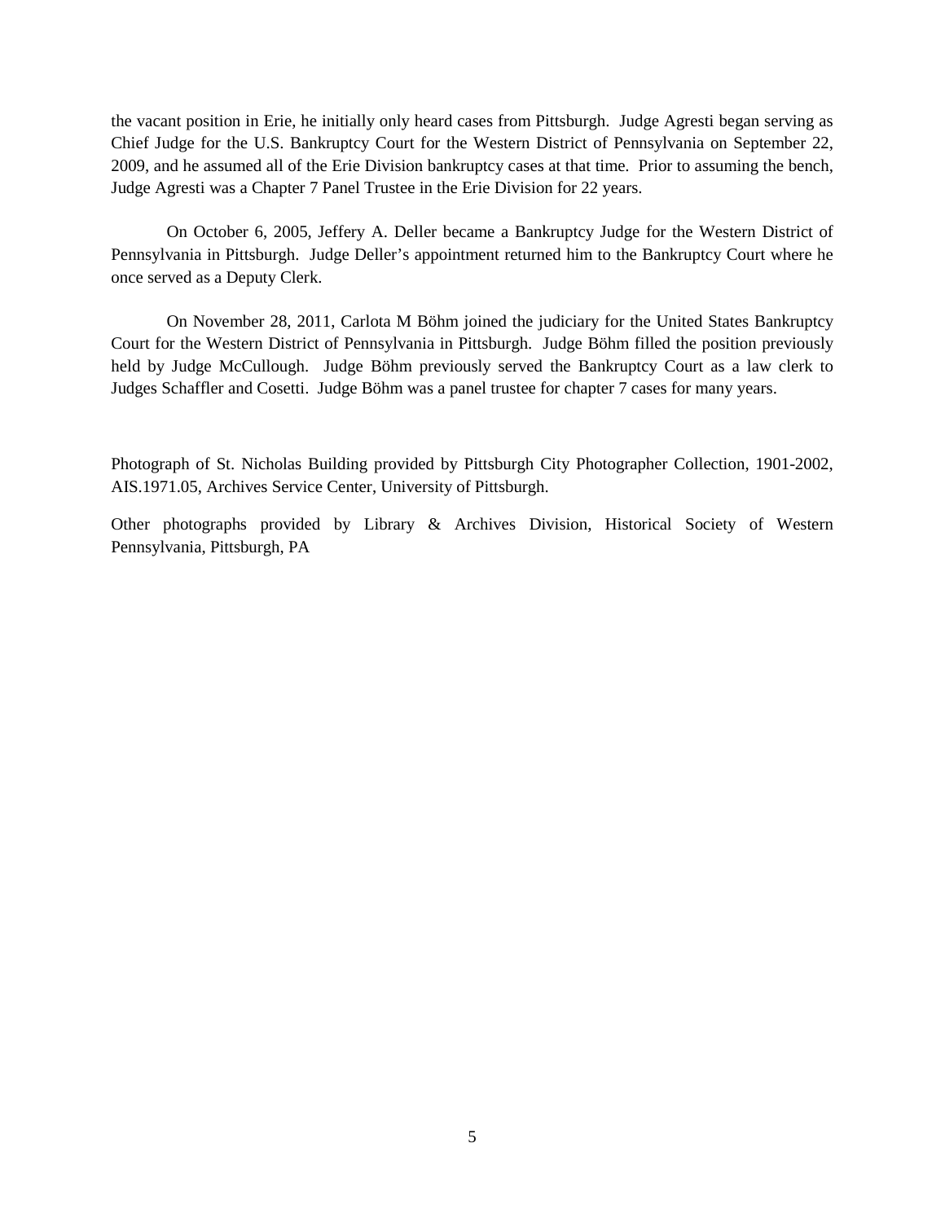the vacant position in Erie, he initially only heard cases from Pittsburgh. Judge Agresti began serving as Chief Judge for the U.S. Bankruptcy Court for the Western District of Pennsylvania on September 22, 2009, and he assumed all of the Erie Division bankruptcy cases at that time. Prior to assuming the bench, Judge Agresti was a Chapter 7 Panel Trustee in the Erie Division for 22 years.

On October 6, 2005, Jeffery A. Deller became a Bankruptcy Judge for the Western District of Pennsylvania in Pittsburgh. Judge Deller's appointment returned him to the Bankruptcy Court where he once served as a Deputy Clerk.

On November 28, 2011, Carlota M Böhm joined the judiciary for the United States Bankruptcy Court for the Western District of Pennsylvania in Pittsburgh. Judge Böhm filled the position previously held by Judge McCullough. Judge Böhm previously served the Bankruptcy Court as a law clerk to Judges Schaffler and Cosetti. Judge Böhm was a panel trustee for chapter 7 cases for many years.

Photograph of St. Nicholas Building provided by Pittsburgh City Photographer Collection, 1901-2002, AIS.1971.05, Archives Service Center, University of Pittsburgh.

Other photographs provided by Library & Archives Division, Historical Society of Western Pennsylvania, Pittsburgh, PA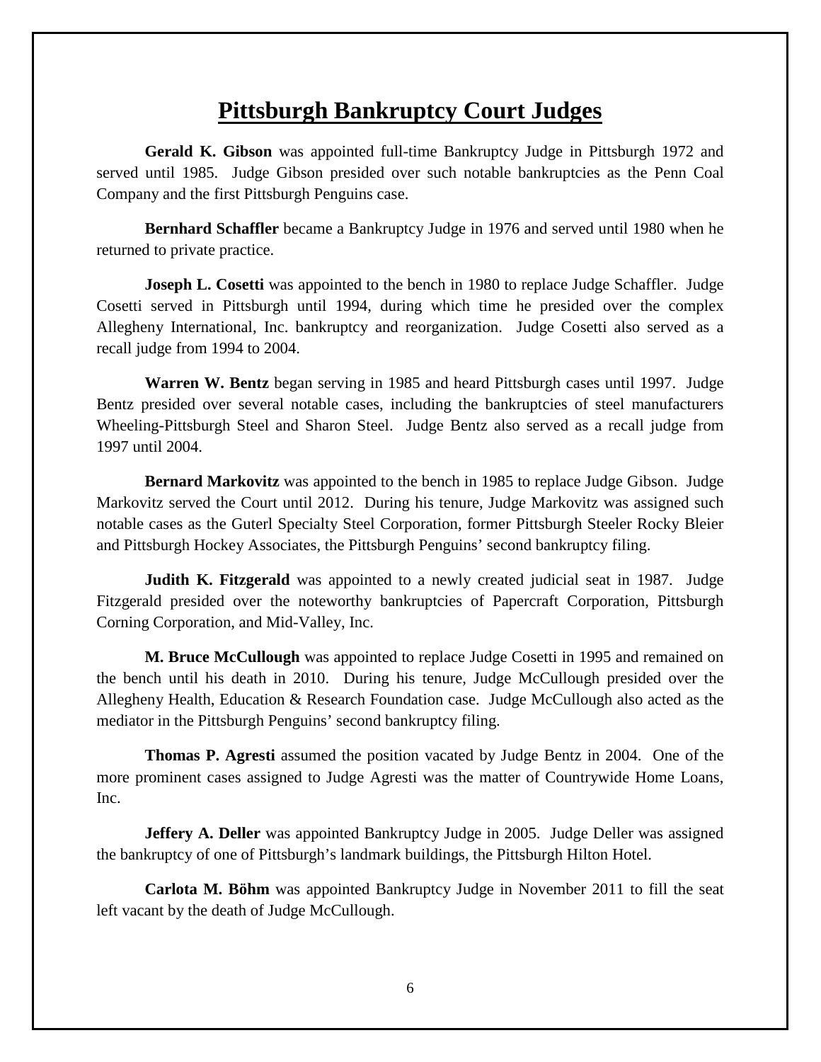# Pittsburgh Bankruptcy Court Judges

**Gerald K. Gibson** was appointed full-time Bankruptcy Judge in Pittsburgh 1972 and served until 1985. Judge Gibson presided over such notable bankruptcies as the Penn Coal Company and the first Pittsburgh Penguins case.

**Bernhard Schaffler** became a Bankruptcy Judge in 1976 and served until 1980 when he returned to private practice.

**Joseph L. Cosetti** was appointed to the bench in 1980 to replace Judge Schaffler. Judge Cosetti served in Pittsburgh until 1994, during which time he presided over the complex Allegheny International, Inc. bankruptcy and reorganization. Judge Cosetti also served as a recall judge from 1994 to 2004.

**Warren W. Bentz** began serving in 1985 and heard Pittsburgh cases until 1997. Judge Bentz presided over several notable cases, including the bankruptcies of steel manufacturers Wheeling-Pittsburgh Steel and Sharon Steel. Judge Bentz also served as a recall judge from 1997 until 2004.

**Bernard Markovitz** was appointed to the bench in 1985 to replace Judge Gibson. Judge Markovitz served the Court until 2012. During his tenure, Judge Markovitz was assigned such notable cases as the Guterl Specialty Steel Corporation, former Pittsburgh Steeler Rocky Bleier and Pittsburgh Hockey Associates, the Pittsburgh Penguins' second bankruptcy filing.

**Judith K. Fitzgerald** was appointed to a newly created judicial seat in 1987. Judge Fitzgerald presided over the noteworthy bankruptcies of Papercraft Corporation, Pittsburgh Corning Corporation, and Mid-Valley, Inc.

**M. Bruce McCullough** was appointed to replace Judge Cosetti in 1995 and remained on the bench until his death in 2010. During his tenure, Judge McCullough presided over the Allegheny Health, Education & Research Foundation case. Judge McCullough also acted as the mediator in the Pittsburgh Penguins' second bankruptcy filing.

**Thomas P. Agresti** assumed the position vacated by Judge Bentz in 2004. One of the more prominent cases assigned to Judge Agresti was the matter of Countrywide Home Loans, Inc.

**Jeffery A. Deller** was appointed Bankruptcy Judge in 2005. Judge Deller was assigned the bankruptcy of one of Pittsburgh's landmark buildings, the Pittsburgh Hilton Hotel.

**Carlota M. Böhm** was appointed Bankruptcy Judge in November 2011 to fill the seat left vacant by the death of Judge McCullough.